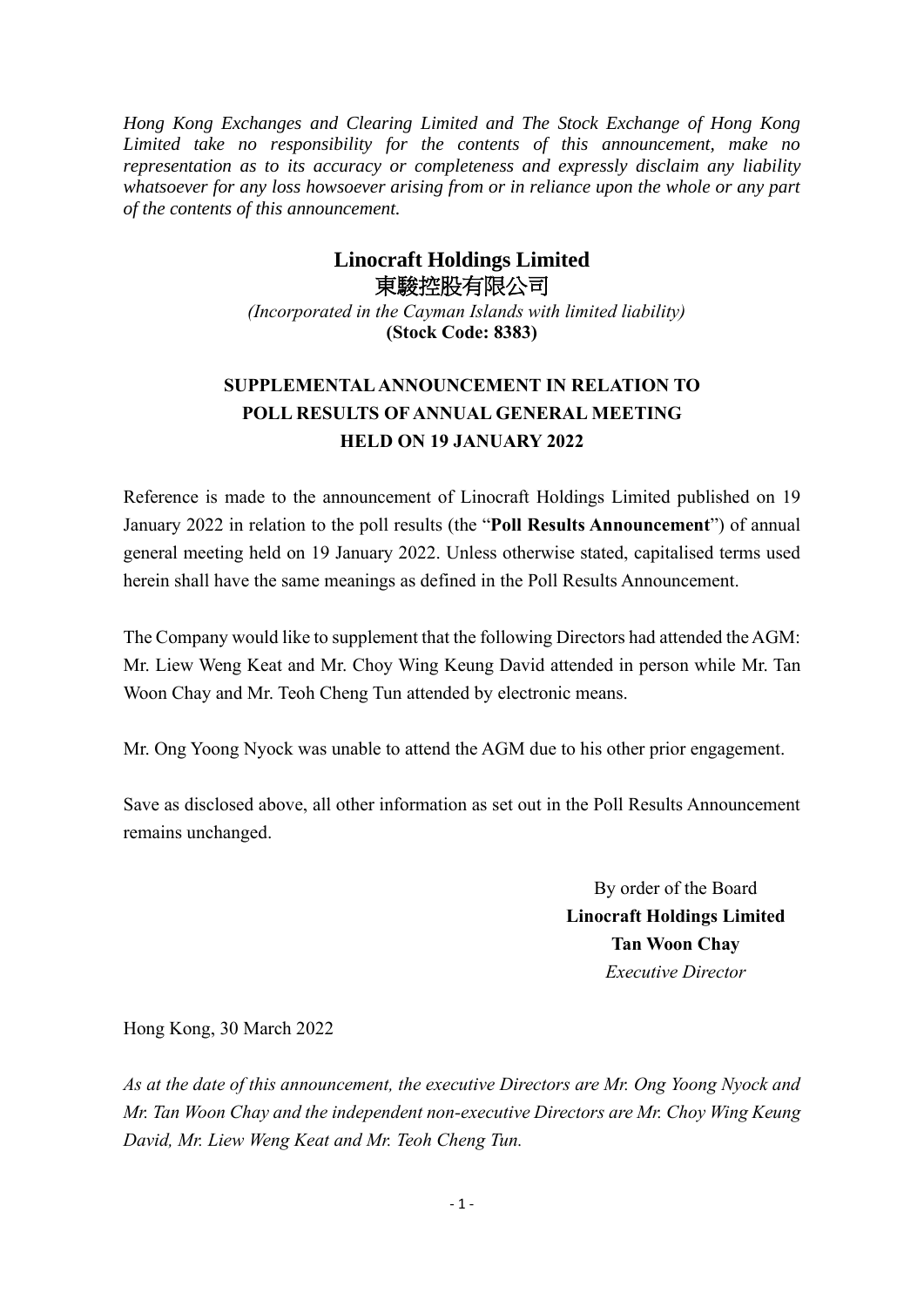*Hong Kong Exchanges and Clearing Limited and The Stock Exchange of Hong Kong Limited take no responsibility for the contents of this announcement, make no representation as to its accuracy or completeness and expressly disclaim any liability whatsoever for any loss howsoever arising from or in reliance upon the whole or any part of the contents of this announcement.*

# Linocraft Holdings Limited
# 東駿控股有限公司

*(Incorporated in the Cayman Islands with limited liability)*
**(Stock Code: 8383)**

## SUPPLEMENTAL ANNOUNCEMENT IN RELATION TO POLL RESULTS OF ANNUAL GENERAL MEETING HELD ON 19 JANUARY 2022

Reference is made to the announcement of Linocraft Holdings Limited published on 19 January 2022 in relation to the poll results (the "**Poll Results Announcement**") of annual general meeting held on 19 January 2022. Unless otherwise stated, capitalised terms used herein shall have the same meanings as defined in the Poll Results Announcement.

The Company would like to supplement that the following Directors had attended the AGM: Mr. Liew Weng Keat and Mr. Choy Wing Keung David attended in person while Mr. Tan Woon Chay and Mr. Teoh Cheng Tun attended by electronic means.

Mr. Ong Yoong Nyock was unable to attend the AGM due to his other prior engagement.

Save as disclosed above, all other information as set out in the Poll Results Announcement remains unchanged.

By order of the Board
**Linocraft Holdings Limited**
**Tan Woon Chay**
*Executive Director*

Hong Kong, 30 March 2022

*As at the date of this announcement, the executive Directors are Mr. Ong Yoong Nyock and Mr. Tan Woon Chay and the independent non-executive Directors are Mr. Choy Wing Keung David, Mr. Liew Weng Keat and Mr. Teoh Cheng Tun.*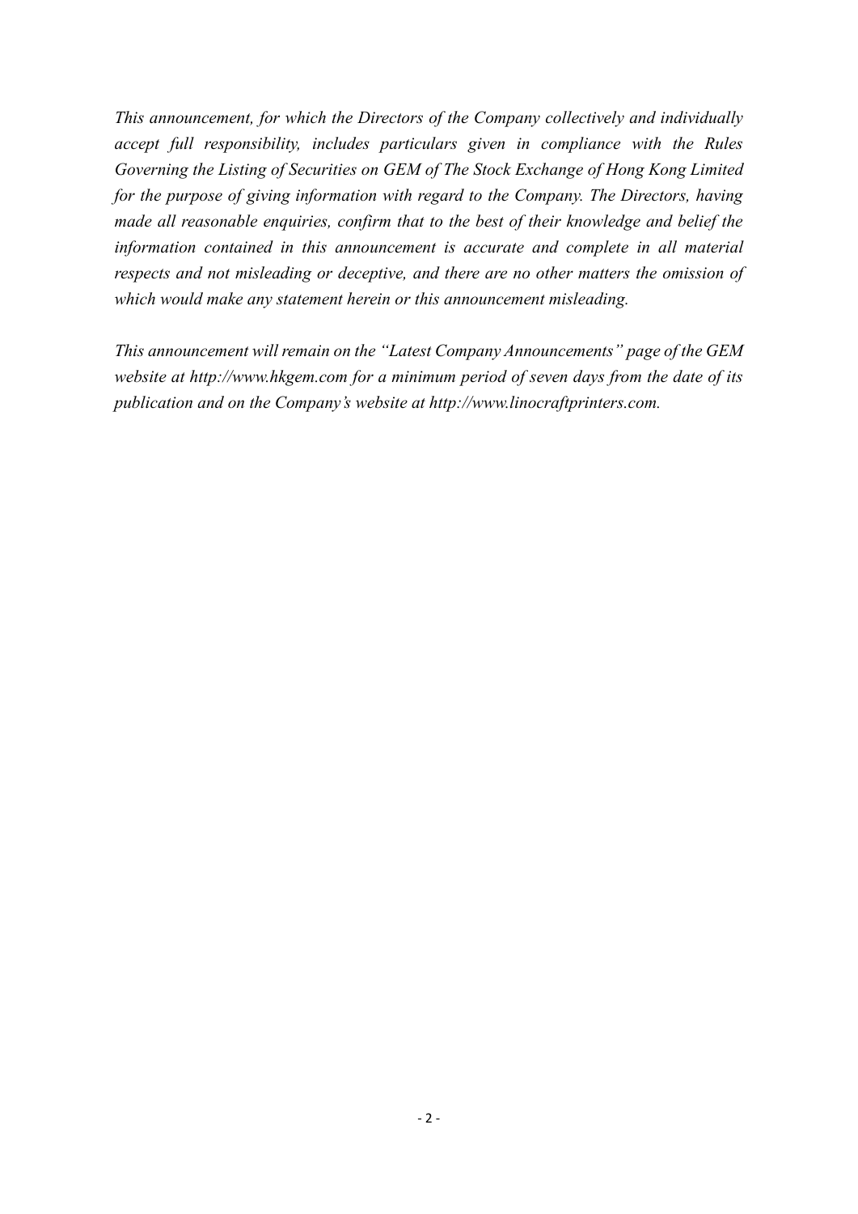*This announcement, for which the Directors of the Company collectively and individually accept full responsibility, includes particulars given in compliance with the Rules Governing the Listing of Securities on GEM of The Stock Exchange of Hong Kong Limited for the purpose of giving information with regard to the Company. The Directors, having made all reasonable enquiries, confirm that to the best of their knowledge and belief the information contained in this announcement is accurate and complete in all material respects and not misleading or deceptive, and there are no other matters the omission of which would make any statement herein or this announcement misleading.*

*This announcement will remain on the "Latest Company Announcements" page of the GEM website at http://www.hkgem.com for a minimum period of seven days from the date of its publication and on the Company's website at http://www.linocraftprinters.com.*